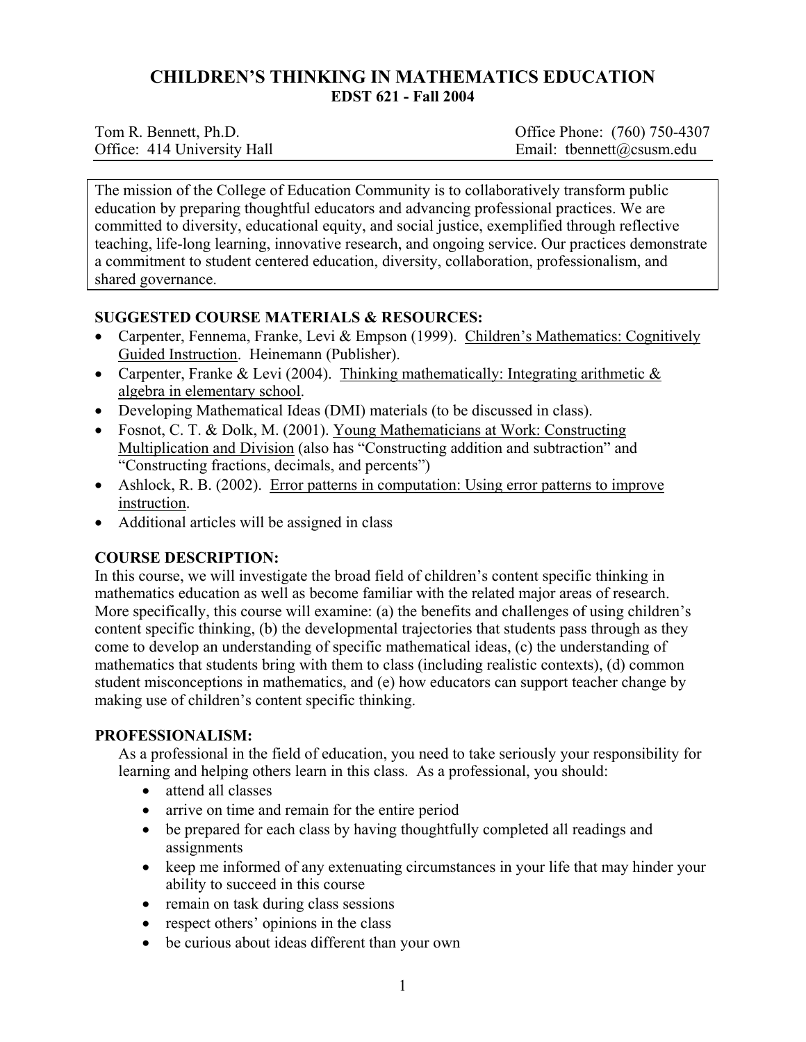# CHILDREN'S THINKING IN MATHEMATICS EDUCATION
## EDST 621 - Fall 2004

Tom R. Bennett, Ph.D. | Office Phone: (760) 750-4307
Office: 414 University Hall | Email: tbennett@csusm.edu

The mission of the College of Education Community is to collaboratively transform public education by preparing thoughtful educators and advancing professional practices. We are committed to diversity, educational equity, and social justice, exemplified through reflective teaching, life-long learning, innovative research, and ongoing service. Our practices demonstrate a commitment to student centered education, diversity, collaboration, professionalism, and shared governance.

### SUGGESTED COURSE MATERIALS & RESOURCES:

- Carpenter, Fennema, Franke, Levi & Empson (1999). Children's Mathematics: Cognitively Guided Instruction. Heinemann (Publisher).
- Carpenter, Franke & Levi (2004). Thinking mathematically: Integrating arithmetic & algebra in elementary school.
- Developing Mathematical Ideas (DMI) materials (to be discussed in class).
- Fosnot, C. T. & Dolk, M. (2001). Young Mathematicians at Work: Constructing Multiplication and Division (also has "Constructing addition and subtraction" and "Constructing fractions, decimals, and percents")
- Ashlock, R. B. (2002). Error patterns in computation: Using error patterns to improve instruction.
- Additional articles will be assigned in class

### COURSE DESCRIPTION:

In this course, we will investigate the broad field of children's content specific thinking in mathematics education as well as become familiar with the related major areas of research. More specifically, this course will examine: (a) the benefits and challenges of using children's content specific thinking, (b) the developmental trajectories that students pass through as they come to develop an understanding of specific mathematical ideas, (c) the understanding of mathematics that students bring with them to class (including realistic contexts), (d) common student misconceptions in mathematics, and (e) how educators can support teacher change by making use of children's content specific thinking.

### PROFESSIONALISM:

As a professional in the field of education, you need to take seriously your responsibility for learning and helping others learn in this class. As a professional, you should:

- attend all classes
- arrive on time and remain for the entire period
- be prepared for each class by having thoughtfully completed all readings and assignments
- keep me informed of any extenuating circumstances in your life that may hinder your ability to succeed in this course
- remain on task during class sessions
- respect others' opinions in the class
- be curious about ideas different than your own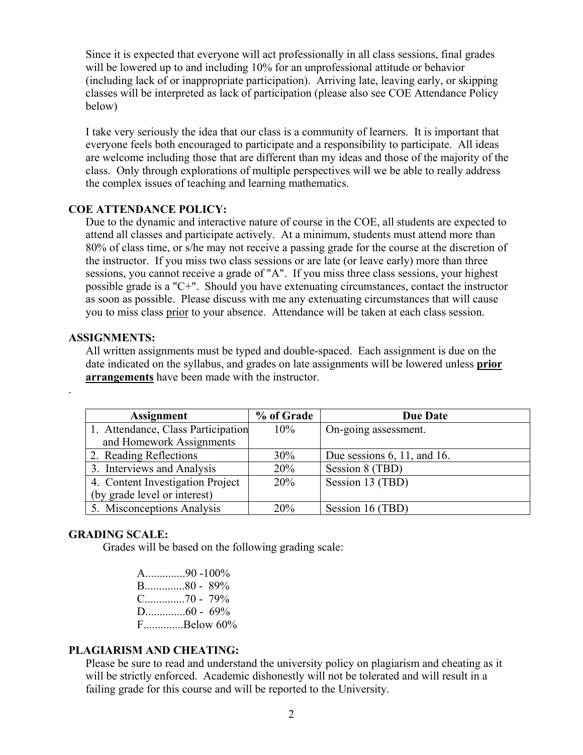Since it is expected that everyone will act professionally in all class sessions, final grades will be lowered up to and including 10% for an unprofessional attitude or behavior (including lack of or inappropriate participation). Arriving late, leaving early, or skipping classes will be interpreted as lack of participation (please also see COE Attendance Policy below)

I take very seriously the idea that our class is a community of learners. It is important that everyone feels both encouraged to participate and a responsibility to participate. All ideas are welcome including those that are different than my ideas and those of the majority of the class. Only through explorations of multiple perspectives will we be able to really address the complex issues of teaching and learning mathematics.

**COE ATTENDANCE POLICY:**

Due to the dynamic and interactive nature of course in the COE, all students are expected to attend all classes and participate actively. At a minimum, students must attend more than 80% of class time, or s/he may not receive a passing grade for the course at the discretion of the instructor. If you miss two class sessions or are late (or leave early) more than three sessions, you cannot receive a grade of "A". If you miss three class sessions, your highest possible grade is a "C+". Should you have extenuating circumstances, contact the instructor as soon as possible. Please discuss with me any extenuating circumstances that will cause you to miss class prior to your absence. Attendance will be taken at each class session.

**ASSIGNMENTS:**

All written assignments must be typed and double-spaced. Each assignment is due on the date indicated on the syllabus, and grades on late assignments will be lowered unless **prior arrangements** have been made with the instructor.

.

| Assignment | % of Grade | Due Date |
|---|---|---|
| 1. Attendance, Class Participation and Homework Assignments | 10% | On-going assessment. |
| 2. Reading Reflections | 30% | Due sessions 6, 11, and 16. |
| 3. Interviews and Analysis | 20% | Session 8 (TBD) |
| 4. Content Investigation Project (by grade level or interest) | 20% | Session 13 (TBD) |
| 5. Misconceptions Analysis | 20% | Session 16 (TBD) |

**GRADING SCALE:**

Grades will be based on the following grading scale:

A..............90 -100%
B..............80 - 89%
C..............70 - 79%
D..............60 - 69%
F..............Below 60%

**PLAGIARISM AND CHEATING:**

Please be sure to read and understand the university policy on plagiarism and cheating as it will be strictly enforced. Academic dishonestly will not be tolerated and will result in a failing grade for this course and will be reported to the University.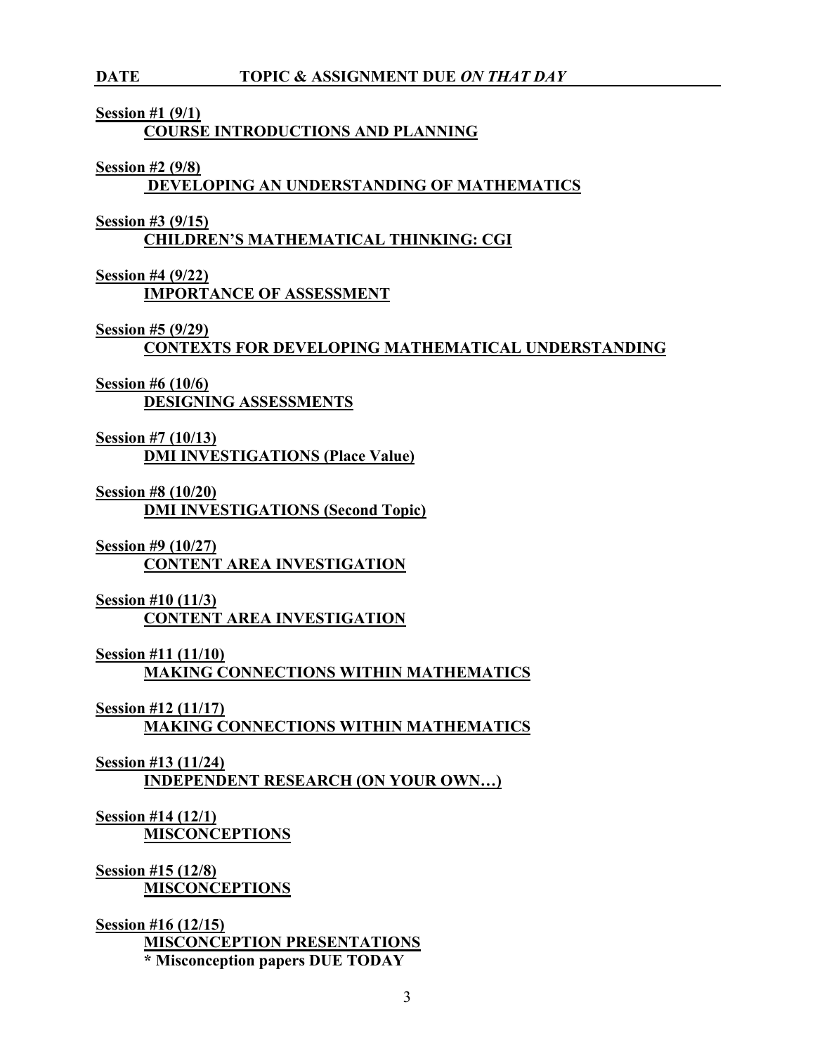**DATE** **TOPIC & ASSIGNMENT DUE *ON THAT DAY***

**Session #1 (9/1)**
**COURSE INTRODUCTIONS AND PLANNING**

**Session #2 (9/8)**
**DEVELOPING AN UNDERSTANDING OF MATHEMATICS**

**Session #3 (9/15)**
**CHILDREN'S MATHEMATICAL THINKING: CGI**

**Session #4 (9/22)**
**IMPORTANCE OF ASSESSMENT**

**Session #5 (9/29)**
**CONTEXTS FOR DEVELOPING MATHEMATICAL UNDERSTANDING**

**Session #6 (10/6)**
**DESIGNING ASSESSMENTS**

**Session #7 (10/13)**
**DMI INVESTIGATIONS (Place Value)**

**Session #8 (10/20)**
**DMI INVESTIGATIONS (Second Topic)**

**Session #9 (10/27)**
**CONTENT AREA INVESTIGATION**

**Session #10 (11/3)**
**CONTENT AREA INVESTIGATION**

**Session #11 (11/10)**
**MAKING CONNECTIONS WITHIN MATHEMATICS**

**Session #12 (11/17)**
**MAKING CONNECTIONS WITHIN MATHEMATICS**

**Session #13 (11/24)**
**INDEPENDENT RESEARCH (ON YOUR OWN…)**

**Session #14 (12/1)**
**MISCONCEPTIONS**

**Session #15 (12/8)**
**MISCONCEPTIONS**

**Session #16 (12/15)**
**MISCONCEPTION PRESENTATIONS**
**\* Misconception papers DUE TODAY**